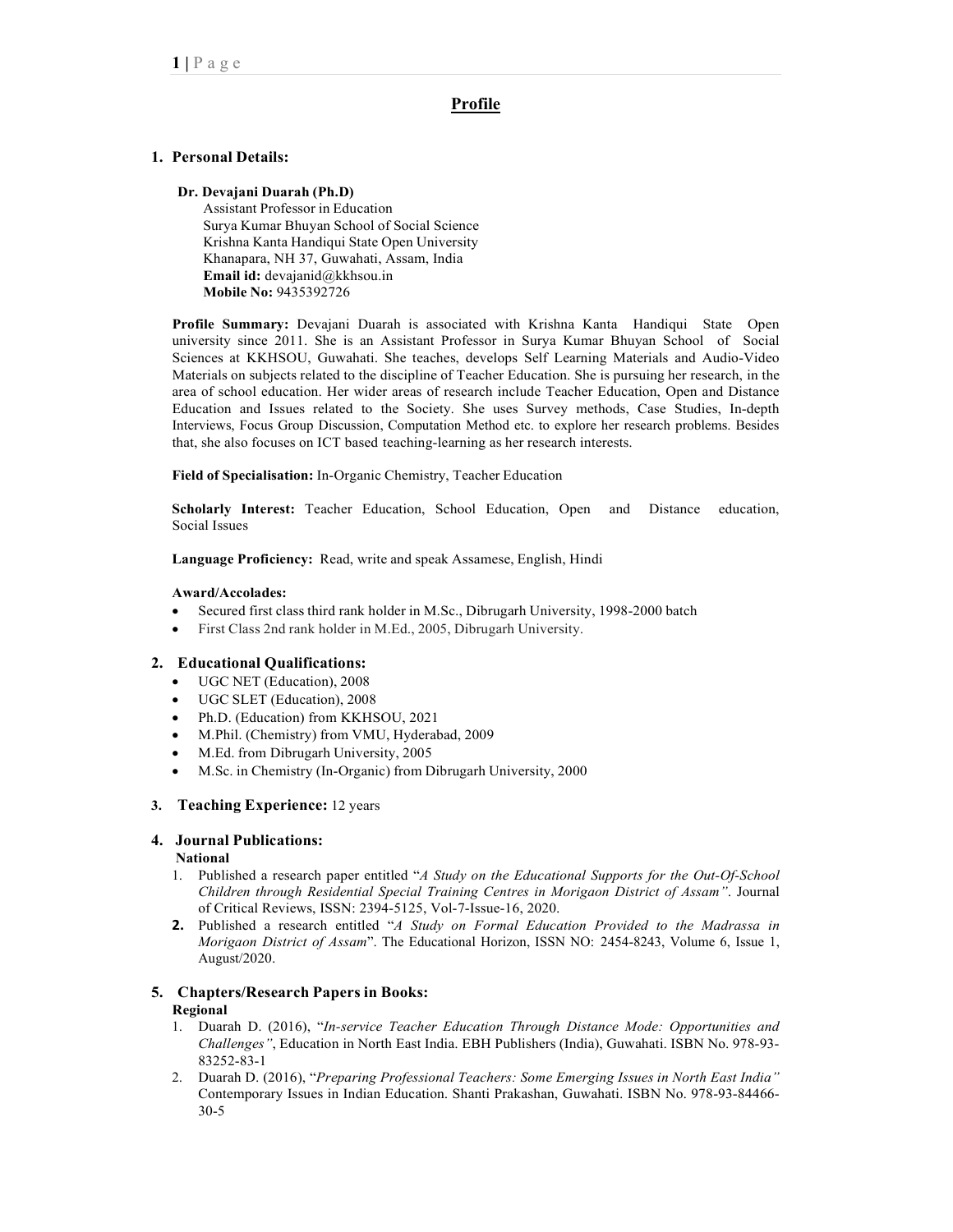# Profile

## 1. Personal Details:

**Dr. Devajani Duarah (Ph.D)**
Assistant Professor in Education
Surya Kumar Bhuyan School of Social Science
Krishna Kanta Handiqui State Open University
Khanapara, NH 37, Guwahati, Assam, India
**Email id:** devajanid@kkhsou.in
**Mobile No:** 9435392726

**Profile Summary:** Devajani Duarah is associated with Krishna Kanta Handiqui State Open university since 2011. She is an Assistant Professor in Surya Kumar Bhuyan School of Social Sciences at KKHSOU, Guwahati. She teaches, develops Self Learning Materials and Audio-Video Materials on subjects related to the discipline of Teacher Education. She is pursuing her research, in the area of school education. Her wider areas of research include Teacher Education, Open and Distance Education and Issues related to the Society. She uses Survey methods, Case Studies, In-depth Interviews, Focus Group Discussion, Computation Method etc. to explore her research problems. Besides that, she also focuses on ICT based teaching-learning as her research interests.

**Field of Specialisation:** In-Organic Chemistry, Teacher Education

**Scholarly Interest:** Teacher Education, School Education, Open and Distance education, Social Issues

**Language Proficiency:** Read, write and speak Assamese, English, Hindi

**Award/Accolades:**

- Secured first class third rank holder in M.Sc., Dibrugarh University, 1998-2000 batch
- First Class 2nd rank holder in M.Ed., 2005, Dibrugarh University.

## 2. Educational Qualifications:

- UGC NET (Education), 2008
- UGC SLET (Education), 2008
- Ph.D. (Education) from KKHSOU, 2021
- M.Phil. (Chemistry) from VMU, Hyderabad, 2009
- M.Ed. from Dibrugarh University, 2005
- M.Sc. in Chemistry (In-Organic) from Dibrugarh University, 2000

## 3. Teaching Experience: 12 years

## 4. Journal Publications:

**National**

1. Published a research paper entitled "*A Study on the Educational Supports for the Out-Of-School Children through Residential Special Training Centres in Morigaon District of Assam"*. Journal of Critical Reviews, ISSN: 2394-5125, Vol-7-Issue-16, 2020.
2. Published a research entitled "*A Study on Formal Education Provided to the Madrassa in Morigaon District of Assam*". The Educational Horizon, ISSN NO: 2454-8243, Volume 6, Issue 1, August/2020.

## 5. Chapters/Research Papers in Books:

**Regional**

1. Duarah D. (2016), "*In-service Teacher Education Through Distance Mode: Opportunities and Challenges"*, Education in North East India. EBH Publishers (India), Guwahati. ISBN No. 978-93-83252-83-1
2. Duarah D. (2016), "*Preparing Professional Teachers: Some Emerging Issues in North East India"* Contemporary Issues in Indian Education. Shanti Prakashan, Guwahati. ISBN No. 978-93-84466-30-5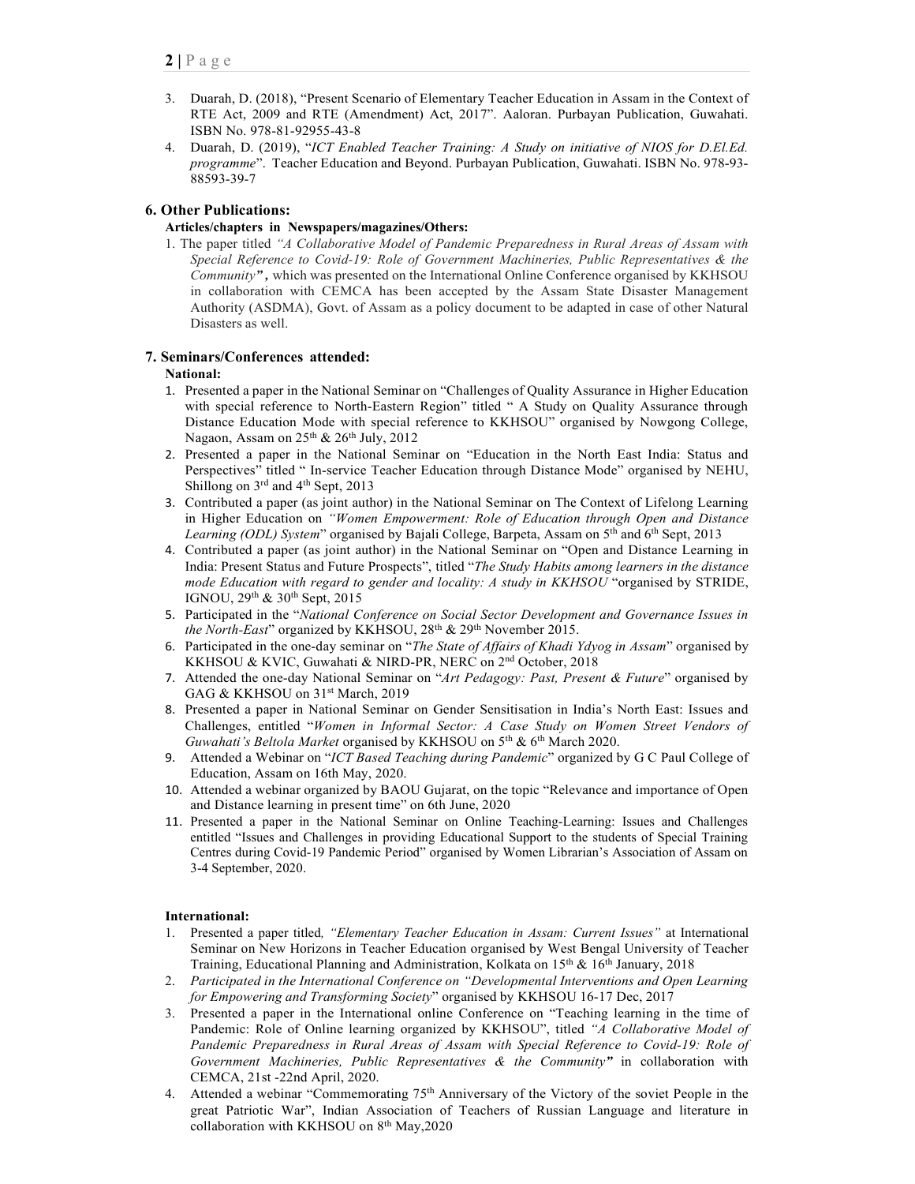3. Duarah, D. (2018), "Present Scenario of Elementary Teacher Education in Assam in the Context of RTE Act, 2009 and RTE (Amendment) Act, 2017". Aaloran. Purbayan Publication, Guwahati. ISBN No. 978-81-92955-43-8
4. Duarah, D. (2019), "*ICT Enabled Teacher Training: A Study on initiative of NIOS for D.El.Ed. programme*". Teacher Education and Beyond. Purbayan Publication, Guwahati. ISBN No. 978-93-88593-39-7

## 6. Other Publications:

**Articles/chapters in Newspapers/magazines/Others:**

1. The paper titled *"A Collaborative Model of Pandemic Preparedness in Rural Areas of Assam with Special Reference to Covid-19: Role of Government Machineries, Public Representatives & the Community"*, which was presented on the International Online Conference organised by KKHSOU in collaboration with CEMCA has been accepted by the Assam State Disaster Management Authority (ASDMA), Govt. of Assam as a policy document to be adapted in case of other Natural Disasters as well.

## 7. Seminars/Conferences attended:

**National:**

1. Presented a paper in the National Seminar on "Challenges of Quality Assurance in Higher Education with special reference to North-Eastern Region" titled " A Study on Quality Assurance through Distance Education Mode with special reference to KKHSOU" organised by Nowgong College, Nagaon, Assam on 25th & 26th July, 2012
2. Presented a paper in the National Seminar on "Education in the North East India: Status and Perspectives" titled " In-service Teacher Education through Distance Mode" organised by NEHU, Shillong on 3rd and 4th Sept, 2013
3. Contributed a paper (as joint author) in the National Seminar on The Context of Lifelong Learning in Higher Education on *"Women Empowerment: Role of Education through Open and Distance Learning (ODL) System*" organised by Bajali College, Barpeta, Assam on 5th and 6th Sept, 2013
4. Contributed a paper (as joint author) in the National Seminar on "Open and Distance Learning in India: Present Status and Future Prospects", titled "*The Study Habits among learners in the distance mode Education with regard to gender and locality: A study in KKHSOU* "organised by STRIDE, IGNOU, 29th & 30th Sept, 2015
5. Participated in the "*National Conference on Social Sector Development and Governance Issues in the North-East*" organized by KKHSOU, 28th & 29th November 2015.
6. Participated in the one-day seminar on "*The State of Affairs of Khadi Ydyog in Assam*" organised by KKHSOU & KVIC, Guwahati & NIRD-PR, NERC on 2nd October, 2018
7. Attended the one-day National Seminar on "*Art Pedagogy: Past, Present & Future*" organised by GAG & KKHSOU on 31st March, 2019
8. Presented a paper in National Seminar on Gender Sensitisation in India's North East: Issues and Challenges, entitled "*Women in Informal Sector: A Case Study on Women Street Vendors of Guwahati's Beltola Market* organised by KKHSOU on 5th & 6th March 2020.
9. Attended a Webinar on "*ICT Based Teaching during Pandemic*" organized by G C Paul College of Education, Assam on 16th May, 2020.
10. Attended a webinar organized by BAOU Gujarat, on the topic "Relevance and importance of Open and Distance learning in present time" on 6th June, 2020
11. Presented a paper in the National Seminar on Online Teaching-Learning: Issues and Challenges entitled "Issues and Challenges in providing Educational Support to the students of Special Training Centres during Covid-19 Pandemic Period" organised by Women Librarian's Association of Assam on 3-4 September, 2020.

**International:**

1. Presented a paper titled*, "Elementary Teacher Education in Assam: Current Issues"* at International Seminar on New Horizons in Teacher Education organised by West Bengal University of Teacher Training, Educational Planning and Administration, Kolkata on 15th & 16th January, 2018
2. *Participated in the International Conference on "Developmental Interventions and Open Learning for Empowering and Transforming Society*" organised by KKHSOU 16-17 Dec, 2017
3. Presented a paper in the International online Conference on "Teaching learning in the time of Pandemic: Role of Online learning organized by KKHSOU", titled *"A Collaborative Model of Pandemic Preparedness in Rural Areas of Assam with Special Reference to Covid-19: Role of Government Machineries, Public Representatives & the Community"* in collaboration with CEMCA, 21st -22nd April, 2020.
4. Attended a webinar "Commemorating 75th Anniversary of the Victory of the soviet People in the great Patriotic War", Indian Association of Teachers of Russian Language and literature in collaboration with KKHSOU on 8th May,2020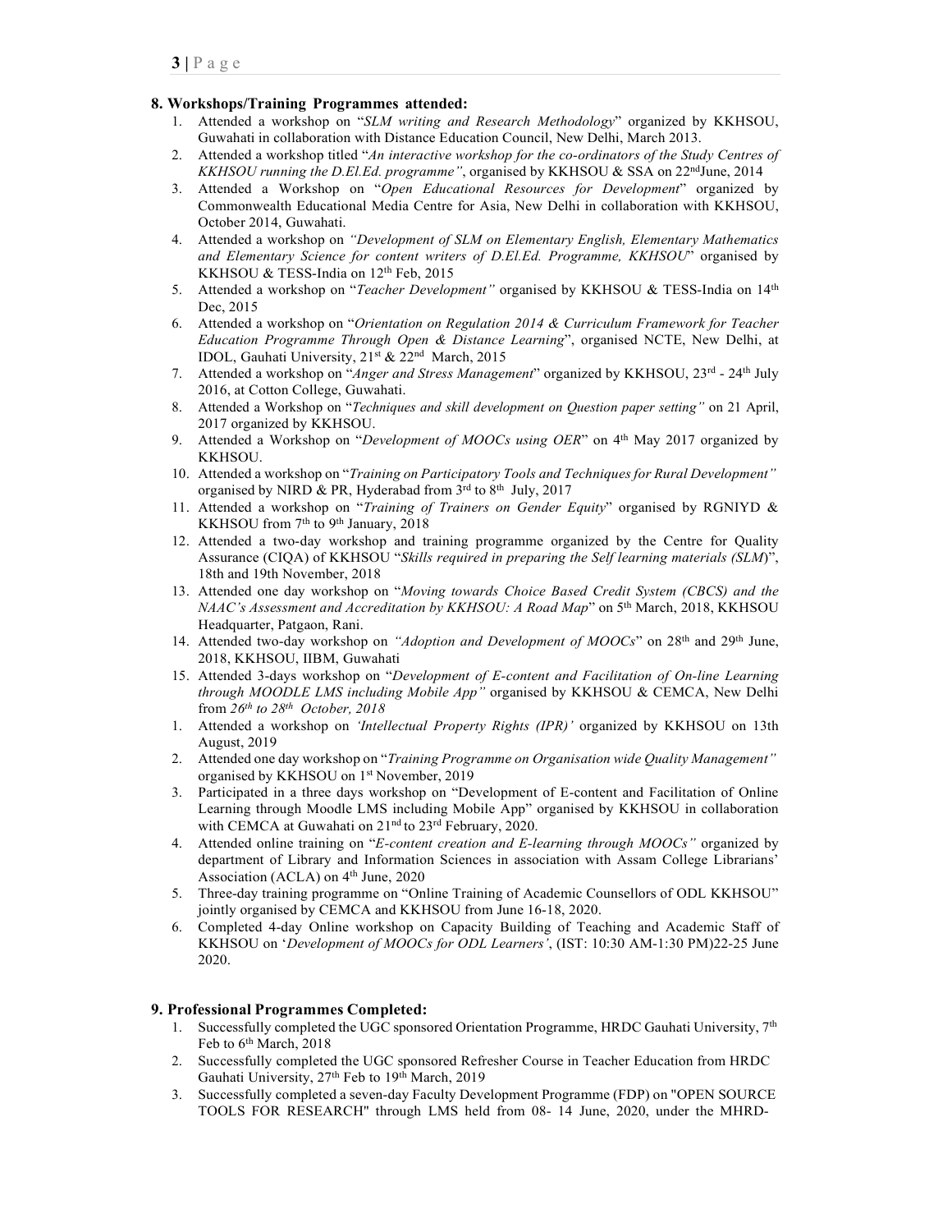## 8. Workshops/Training Programmes attended:

1. Attended a workshop on "*SLM writing and Research Methodology*" organized by KKHSOU, Guwahati in collaboration with Distance Education Council, New Delhi, March 2013.
2. Attended a workshop titled "*An interactive workshop for the co-ordinators of the Study Centres of KKHSOU running the D.El.Ed. programme*", organised by KKHSOU & SSA on 22ndJune, 2014
3. Attended a Workshop on "*Open Educational Resources for Development*" organized by Commonwealth Educational Media Centre for Asia, New Delhi in collaboration with KKHSOU, October 2014, Guwahati.
4. Attended a workshop on *"Development of SLM on Elementary English, Elementary Mathematics and Elementary Science for content writers of D.El.Ed. Programme, KKHSOU*" organised by KKHSOU & TESS-India on 12th Feb, 2015
5. Attended a workshop on "*Teacher Development"* organised by KKHSOU & TESS-India on 14th Dec, 2015
6. Attended a workshop on "*Orientation on Regulation 2014 & Curriculum Framework for Teacher Education Programme Through Open & Distance Learning*", organised NCTE, New Delhi, at IDOL, Gauhati University, 21st & 22nd March, 2015
7. Attended a workshop on "*Anger and Stress Management*" organized by KKHSOU, 23rd - 24th July 2016, at Cotton College, Guwahati.
8. Attended a Workshop on "*Techniques and skill development on Question paper setting"* on 21 April, 2017 organized by KKHSOU.
9. Attended a Workshop on "*Development of MOOCs using OER*" on 4th May 2017 organized by KKHSOU.
10. Attended a workshop on "*Training on Participatory Tools and Techniques for Rural Development"* organised by NIRD & PR, Hyderabad from 3rd to 8th July, 2017
11. Attended a workshop on "*Training of Trainers on Gender Equity*" organised by RGNIYD & KKHSOU from 7th to 9th January, 2018
12. Attended a two-day workshop and training programme organized by the Centre for Quality Assurance (CIQA) of KKHSOU "*Skills required in preparing the Self learning materials (SLM*)", 18th and 19th November, 2018
13. Attended one day workshop on "*Moving towards Choice Based Credit System (CBCS) and the NAAC's Assessment and Accreditation by KKHSOU: A Road Map*" on 5th March, 2018, KKHSOU Headquarter, Patgaon, Rani.
14. Attended two-day workshop on *"Adoption and Development of MOOCs*" on 28th and 29th June, 2018, KKHSOU, IIBM, Guwahati
15. Attended 3-days workshop on "*Development of E-content and Facilitation of On-line Learning through MOODLE LMS including Mobile App"* organised by KKHSOU & CEMCA, New Delhi from *26th to 28th October, 2018*

1. Attended a workshop on *'Intellectual Property Rights (IPR)'* organized by KKHSOU on 13th August, 2019
2. Attended one day workshop on "*Training Programme on Organisation wide Quality Management"* organised by KKHSOU on 1st November, 2019
3. Participated in a three days workshop on "Development of E-content and Facilitation of Online Learning through Moodle LMS including Mobile App" organised by KKHSOU in collaboration with CEMCA at Guwahati on 21nd to 23rd February, 2020.
4. Attended online training on "*E-content creation and E-learning through MOOCs"* organized by department of Library and Information Sciences in association with Assam College Librarians' Association (ACLA) on 4th June, 2020
5. Three-day training programme on "Online Training of Academic Counsellors of ODL KKHSOU" jointly organised by CEMCA and KKHSOU from June 16-18, 2020.
6. Completed 4-day Online workshop on Capacity Building of Teaching and Academic Staff of KKHSOU on '*Development of MOOCs for ODL Learners'*, (IST: 10:30 AM-1:30 PM)22-25 June 2020.

## 9. Professional Programmes Completed:

1. Successfully completed the UGC sponsored Orientation Programme, HRDC Gauhati University, 7th Feb to 6th March, 2018
2. Successfully completed the UGC sponsored Refresher Course in Teacher Education from HRDC Gauhati University, 27th Feb to 19th March, 2019
3. Successfully completed a seven-day Faculty Development Programme (FDP) on "OPEN SOURCE TOOLS FOR RESEARCH" through LMS held from 08- 14 June, 2020, under the MHRD-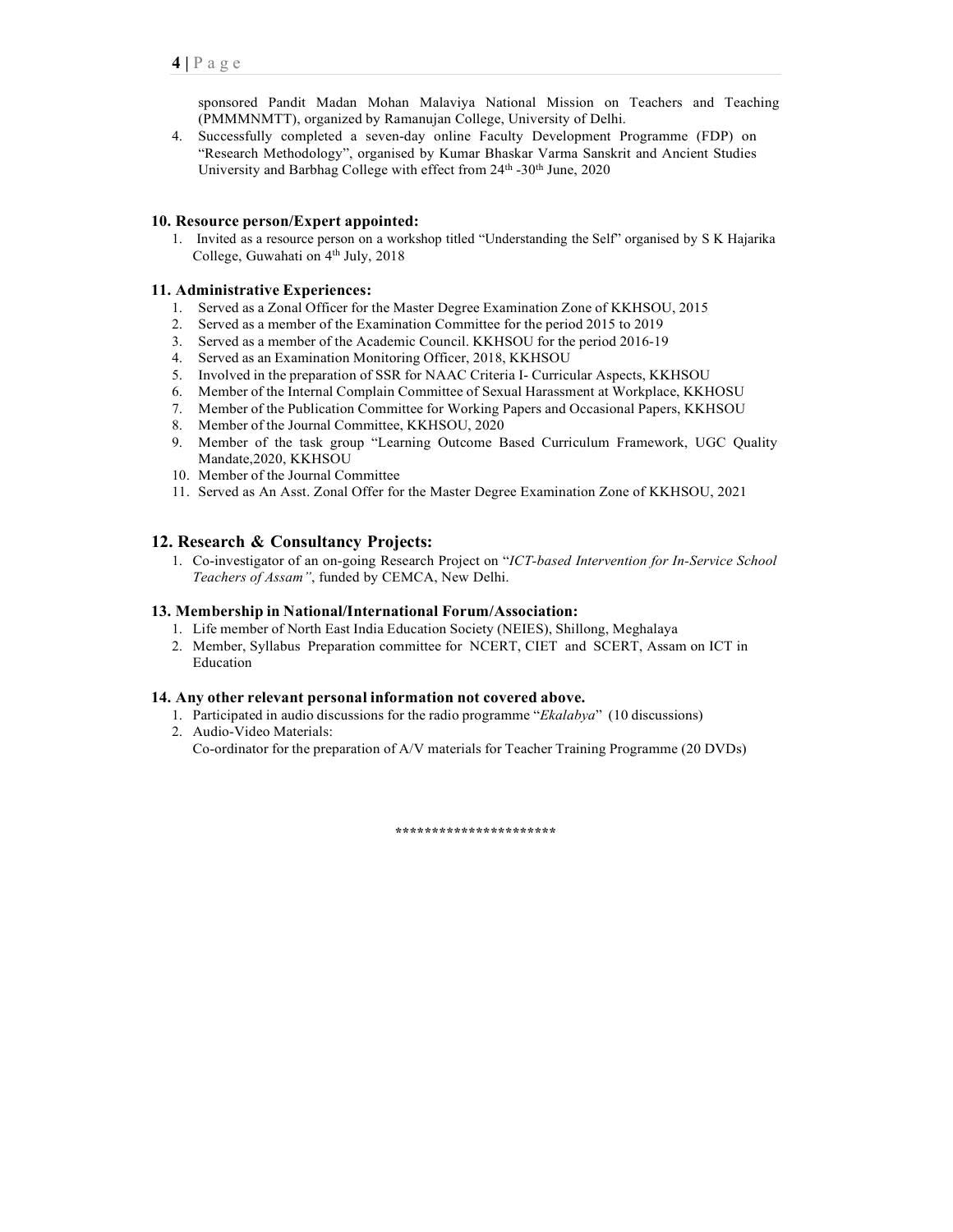sponsored Pandit Madan Mohan Malaviya National Mission on Teachers and Teaching (PMMMNMTT), organized by Ramanujan College, University of Delhi.

4. Successfully completed a seven-day online Faculty Development Programme (FDP) on "Research Methodology", organised by Kumar Bhaskar Varma Sanskrit and Ancient Studies University and Barbhag College with effect from 24th -30th June, 2020

**10. Resource person/Expert appointed:**

1. Invited as a resource person on a workshop titled "Understanding the Self" organised by S K Hajarika College, Guwahati on 4th July, 2018

**11. Administrative Experiences:**

1. Served as a Zonal Officer for the Master Degree Examination Zone of KKHSOU, 2015
2. Served as a member of the Examination Committee for the period 2015 to 2019
3. Served as a member of the Academic Council. KKHSOU for the period 2016-19
4. Served as an Examination Monitoring Officer, 2018, KKHSOU
5. Involved in the preparation of SSR for NAAC Criteria I- Curricular Aspects, KKHSOU
6. Member of the Internal Complain Committee of Sexual Harassment at Workplace, KKHOSU
7. Member of the Publication Committee for Working Papers and Occasional Papers, KKHSOU
8. Member of the Journal Committee, KKHSOU, 2020
9. Member of the task group "Learning Outcome Based Curriculum Framework, UGC Quality Mandate,2020, KKHSOU
10. Member of the Journal Committee
11. Served as An Asst. Zonal Offer for the Master Degree Examination Zone of KKHSOU, 2021

## 12. Research & Consultancy Projects:

1. Co-investigator of an on-going Research Project on "*ICT-based Intervention for In-Service School Teachers of Assam"*, funded by CEMCA, New Delhi.

**13. Membership in National/International Forum/Association:**

1. Life member of North East India Education Society (NEIES), Shillong, Meghalaya
2. Member, Syllabus Preparation committee for NCERT, CIET and SCERT, Assam on ICT in Education

**14. Any other relevant personal information not covered above.**

1. Participated in audio discussions for the radio programme "*Ekalabya*" (10 discussions)
2. Audio-Video Materials:
   Co-ordinator for the preparation of A/V materials for Teacher Training Programme (20 DVDs)

**********************